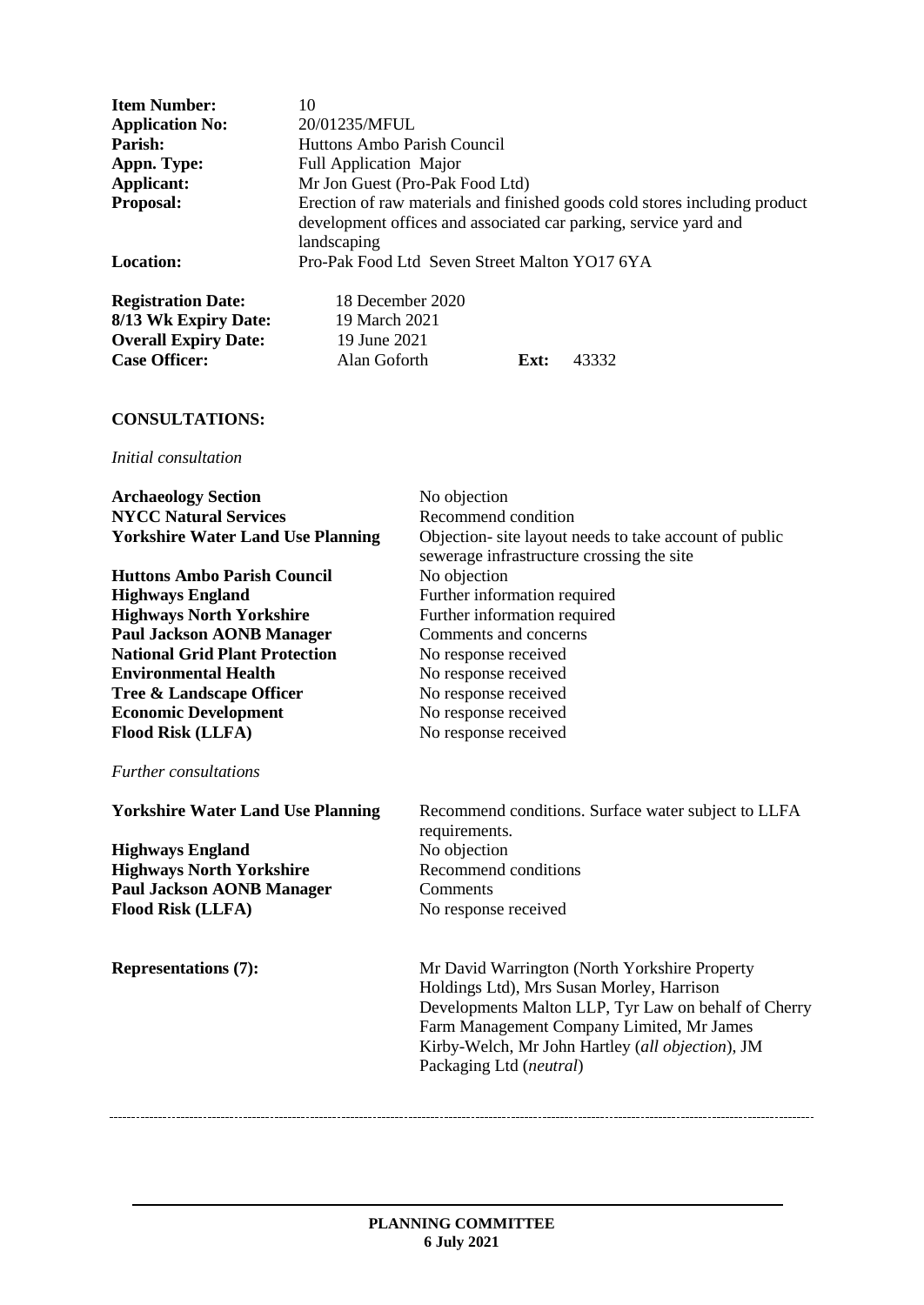| | |
|---|---|
| **Item Number:** | 10 |
| **Application No:** | 20/01235/MFUL |
| **Parish:** | Huttons Ambo Parish Council |
| **Appn. Type:** | Full Application Major |
| **Applicant:** | Mr Jon Guest (Pro-Pak Food Ltd) |
| **Proposal:** | Erection of raw materials and finished goods cold stores including product development offices and associated car parking, service yard and landscaping |
| **Location:** | Pro-Pak Food Ltd Seven Street Malton YO17 6YA |

| | | | |
|---|---|---|---|
| **Registration Date:** | 18 December 2020 | | |
| **8/13 Wk Expiry Date:** | 19 March 2021 | | |
| **Overall Expiry Date:** | 19 June 2021 | | |
| **Case Officer:** | Alan Goforth | **Ext:** | 43332 |

**CONSULTATIONS:**

*Initial consultation*

| | |
|---|---|
| **Archaeology Section** | No objection |
| **NYCC Natural Services** | Recommend condition |
| **Yorkshire Water Land Use Planning** | Objection- site layout needs to take account of public sewerage infrastructure crossing the site |
| **Huttons Ambo Parish Council** | No objection |
| **Highways England** | Further information required |
| **Highways North Yorkshire** | Further information required |
| **Paul Jackson AONB Manager** | Comments and concerns |
| **National Grid Plant Protection** | No response received |
| **Environmental Health** | No response received |
| **Tree & Landscape Officer** | No response received |
| **Economic Development** | No response received |
| **Flood Risk (LLFA)** | No response received |

*Further consultations*

| | |
|---|---|
| **Yorkshire Water Land Use Planning** | Recommend conditions. Surface water subject to LLFA requirements. |
| **Highways England** | No objection |
| **Highways North Yorkshire** | Recommend conditions |
| **Paul Jackson AONB Manager** | Comments |
| **Flood Risk (LLFA)** | No response received |

| | |
|---|---|
| **Representations (7):** | Mr David Warrington (North Yorkshire Property Holdings Ltd), Mrs Susan Morley, Harrison Developments Malton LLP, Tyr Law on behalf of Cherry Farm Management Company Limited, Mr James Kirby-Welch, Mr John Hartley (*all objection*), JM Packaging Ltd (*neutral*) |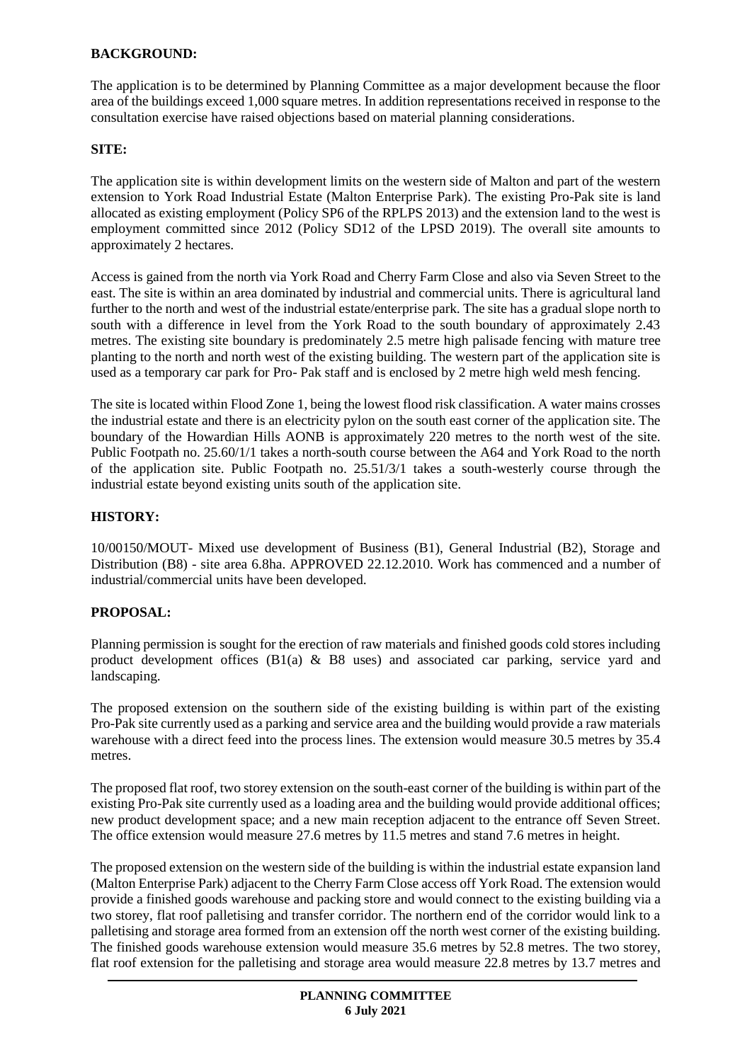**BACKGROUND:**

The application is to be determined by Planning Committee as a major development because the floor area of the buildings exceed 1,000 square metres. In addition representations received in response to the consultation exercise have raised objections based on material planning considerations.

**SITE:**

The application site is within development limits on the western side of Malton and part of the western extension to York Road Industrial Estate (Malton Enterprise Park). The existing Pro-Pak site is land allocated as existing employment (Policy SP6 of the RPLPS 2013) and the extension land to the west is employment committed since 2012 (Policy SD12 of the LPSD 2019). The overall site amounts to approximately 2 hectares.

Access is gained from the north via York Road and Cherry Farm Close and also via Seven Street to the east. The site is within an area dominated by industrial and commercial units. There is agricultural land further to the north and west of the industrial estate/enterprise park. The site has a gradual slope north to south with a difference in level from the York Road to the south boundary of approximately 2.43 metres. The existing site boundary is predominately 2.5 metre high palisade fencing with mature tree planting to the north and north west of the existing building. The western part of the application site is used as a temporary car park for Pro- Pak staff and is enclosed by 2 metre high weld mesh fencing.

The site is located within Flood Zone 1, being the lowest flood risk classification. A water mains crosses the industrial estate and there is an electricity pylon on the south east corner of the application site. The boundary of the Howardian Hills AONB is approximately 220 metres to the north west of the site. Public Footpath no. 25.60/1/1 takes a north-south course between the A64 and York Road to the north of the application site. Public Footpath no. 25.51/3/1 takes a south-westerly course through the industrial estate beyond existing units south of the application site.

**HISTORY:**

10/00150/MOUT- Mixed use development of Business (B1), General Industrial (B2), Storage and Distribution (B8) - site area 6.8ha. APPROVED 22.12.2010. Work has commenced and a number of industrial/commercial units have been developed.

**PROPOSAL:**

Planning permission is sought for the erection of raw materials and finished goods cold stores including product development offices (B1(a) & B8 uses) and associated car parking, service yard and landscaping.

The proposed extension on the southern side of the existing building is within part of the existing Pro-Pak site currently used as a parking and service area and the building would provide a raw materials warehouse with a direct feed into the process lines. The extension would measure 30.5 metres by 35.4 metres.

The proposed flat roof, two storey extension on the south-east corner of the building is within part of the existing Pro-Pak site currently used as a loading area and the building would provide additional offices; new product development space; and a new main reception adjacent to the entrance off Seven Street. The office extension would measure 27.6 metres by 11.5 metres and stand 7.6 metres in height.

The proposed extension on the western side of the building is within the industrial estate expansion land (Malton Enterprise Park) adjacent to the Cherry Farm Close access off York Road. The extension would provide a finished goods warehouse and packing store and would connect to the existing building via a two storey, flat roof palletising and transfer corridor. The northern end of the corridor would link to a palletising and storage area formed from an extension off the north west corner of the existing building. The finished goods warehouse extension would measure 35.6 metres by 52.8 metres. The two storey, flat roof extension for the palletising and storage area would measure 22.8 metres by 13.7 metres and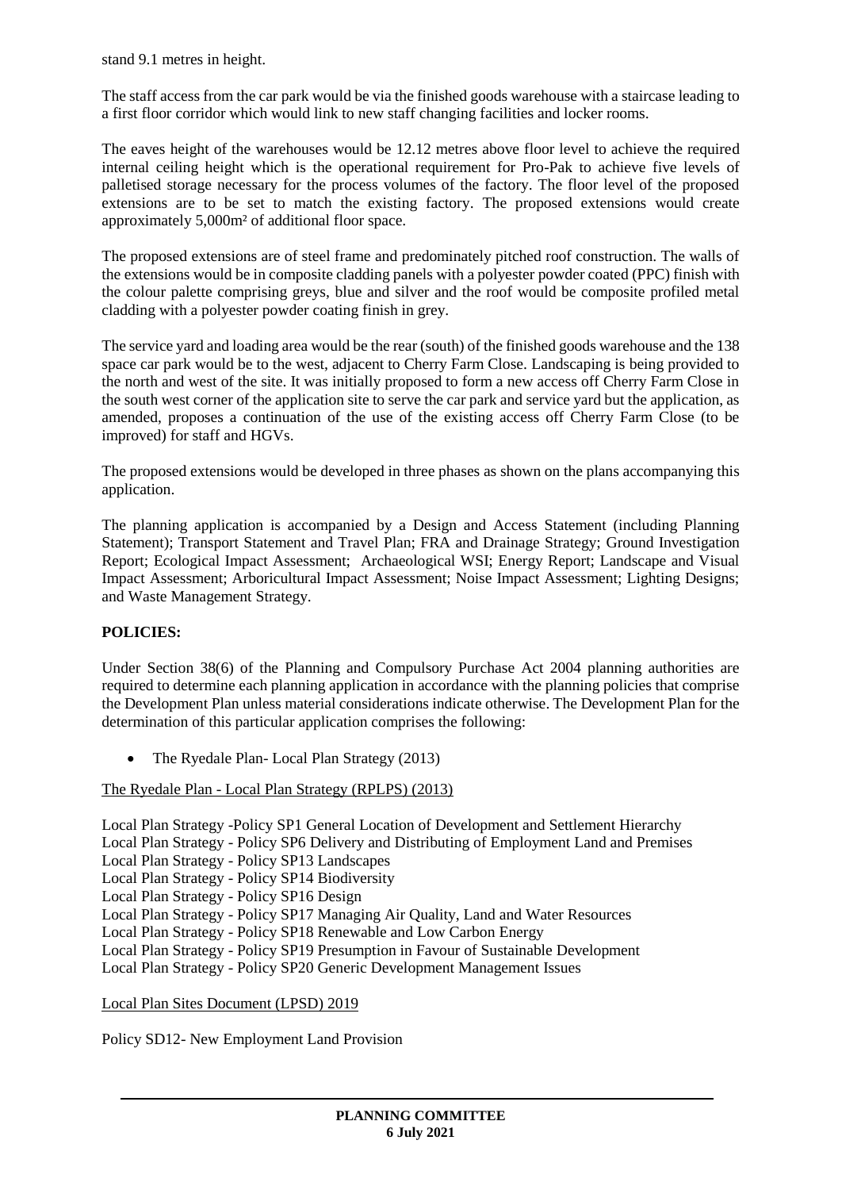stand 9.1 metres in height.

The staff access from the car park would be via the finished goods warehouse with a staircase leading to a first floor corridor which would link to new staff changing facilities and locker rooms.

The eaves height of the warehouses would be 12.12 metres above floor level to achieve the required internal ceiling height which is the operational requirement for Pro-Pak to achieve five levels of palletised storage necessary for the process volumes of the factory. The floor level of the proposed extensions are to be set to match the existing factory. The proposed extensions would create approximately 5,000m² of additional floor space.

The proposed extensions are of steel frame and predominately pitched roof construction. The walls of the extensions would be in composite cladding panels with a polyester powder coated (PPC) finish with the colour palette comprising greys, blue and silver and the roof would be composite profiled metal cladding with a polyester powder coating finish in grey.

The service yard and loading area would be the rear (south) of the finished goods warehouse and the 138 space car park would be to the west, adjacent to Cherry Farm Close. Landscaping is being provided to the north and west of the site. It was initially proposed to form a new access off Cherry Farm Close in the south west corner of the application site to serve the car park and service yard but the application, as amended, proposes a continuation of the use of the existing access off Cherry Farm Close (to be improved) for staff and HGVs.

The proposed extensions would be developed in three phases as shown on the plans accompanying this application.

The planning application is accompanied by a Design and Access Statement (including Planning Statement); Transport Statement and Travel Plan; FRA and Drainage Strategy; Ground Investigation Report; Ecological Impact Assessment; Archaeological WSI; Energy Report; Landscape and Visual Impact Assessment; Arboricultural Impact Assessment; Noise Impact Assessment; Lighting Designs; and Waste Management Strategy.

## POLICIES:

Under Section 38(6) of the Planning and Compulsory Purchase Act 2004 planning authorities are required to determine each planning application in accordance with the planning policies that comprise the Development Plan unless material considerations indicate otherwise. The Development Plan for the determination of this particular application comprises the following:

- The Ryedale Plan- Local Plan Strategy (2013)

The Ryedale Plan - Local Plan Strategy (RPLPS) (2013)

Local Plan Strategy -Policy SP1 General Location of Development and Settlement Hierarchy
Local Plan Strategy - Policy SP6 Delivery and Distributing of Employment Land and Premises
Local Plan Strategy - Policy SP13 Landscapes
Local Plan Strategy - Policy SP14 Biodiversity
Local Plan Strategy - Policy SP16 Design
Local Plan Strategy - Policy SP17 Managing Air Quality, Land and Water Resources
Local Plan Strategy - Policy SP18 Renewable and Low Carbon Energy
Local Plan Strategy - Policy SP19 Presumption in Favour of Sustainable Development
Local Plan Strategy - Policy SP20 Generic Development Management Issues

Local Plan Sites Document (LPSD) 2019

Policy SD12- New Employment Land Provision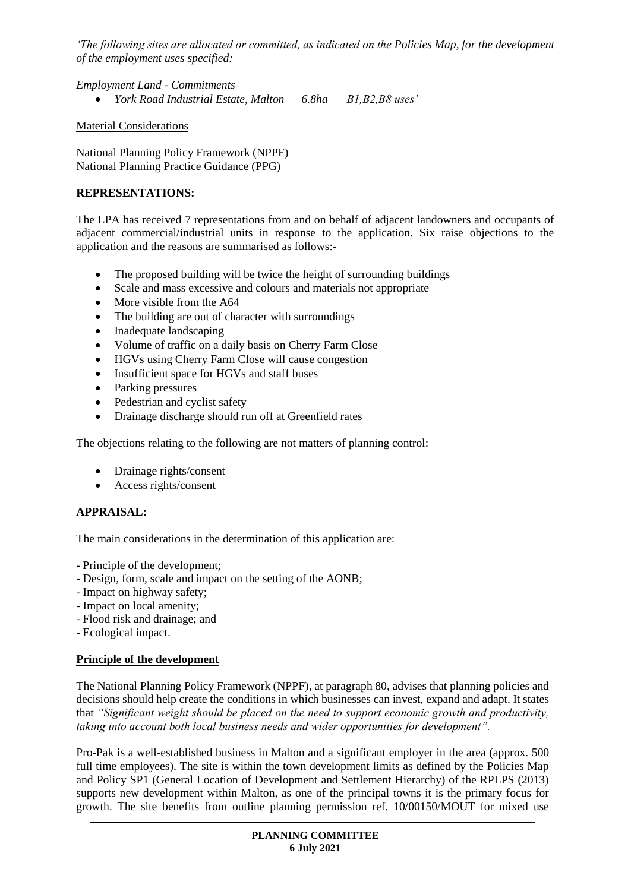*'The following sites are allocated or committed, as indicated on the Policies Map, for the development of the employment uses specified:*

*Employment Land - Commitments*

- *York Road Industrial Estate, Malton 6.8ha B1,B2,B8 uses'*

Material Considerations

National Planning Policy Framework (NPPF)
National Planning Practice Guidance (PPG)

**REPRESENTATIONS:**

The LPA has received 7 representations from and on behalf of adjacent landowners and occupants of adjacent commercial/industrial units in response to the application. Six raise objections to the application and the reasons are summarised as follows:-

- The proposed building will be twice the height of surrounding buildings
- Scale and mass excessive and colours and materials not appropriate
- More visible from the A64
- The building are out of character with surroundings
- Inadequate landscaping
- Volume of traffic on a daily basis on Cherry Farm Close
- HGVs using Cherry Farm Close will cause congestion
- Insufficient space for HGVs and staff buses
- Parking pressures
- Pedestrian and cyclist safety
- Drainage discharge should run off at Greenfield rates

The objections relating to the following are not matters of planning control:

- Drainage rights/consent
- Access rights/consent

**APPRAISAL:**

The main considerations in the determination of this application are:

- Principle of the development;
- Design, form, scale and impact on the setting of the AONB;
- Impact on highway safety;
- Impact on local amenity;
- Flood risk and drainage; and
- Ecological impact.

**Principle of the development**

The National Planning Policy Framework (NPPF), at paragraph 80, advises that planning policies and decisions should help create the conditions in which businesses can invest, expand and adapt. It states that *"Significant weight should be placed on the need to support economic growth and productivity, taking into account both local business needs and wider opportunities for development".*

Pro-Pak is a well-established business in Malton and a significant employer in the area (approx. 500 full time employees). The site is within the town development limits as defined by the Policies Map and Policy SP1 (General Location of Development and Settlement Hierarchy) of the RPLPS (2013) supports new development within Malton, as one of the principal towns it is the primary focus for growth. The site benefits from outline planning permission ref. 10/00150/MOUT for mixed use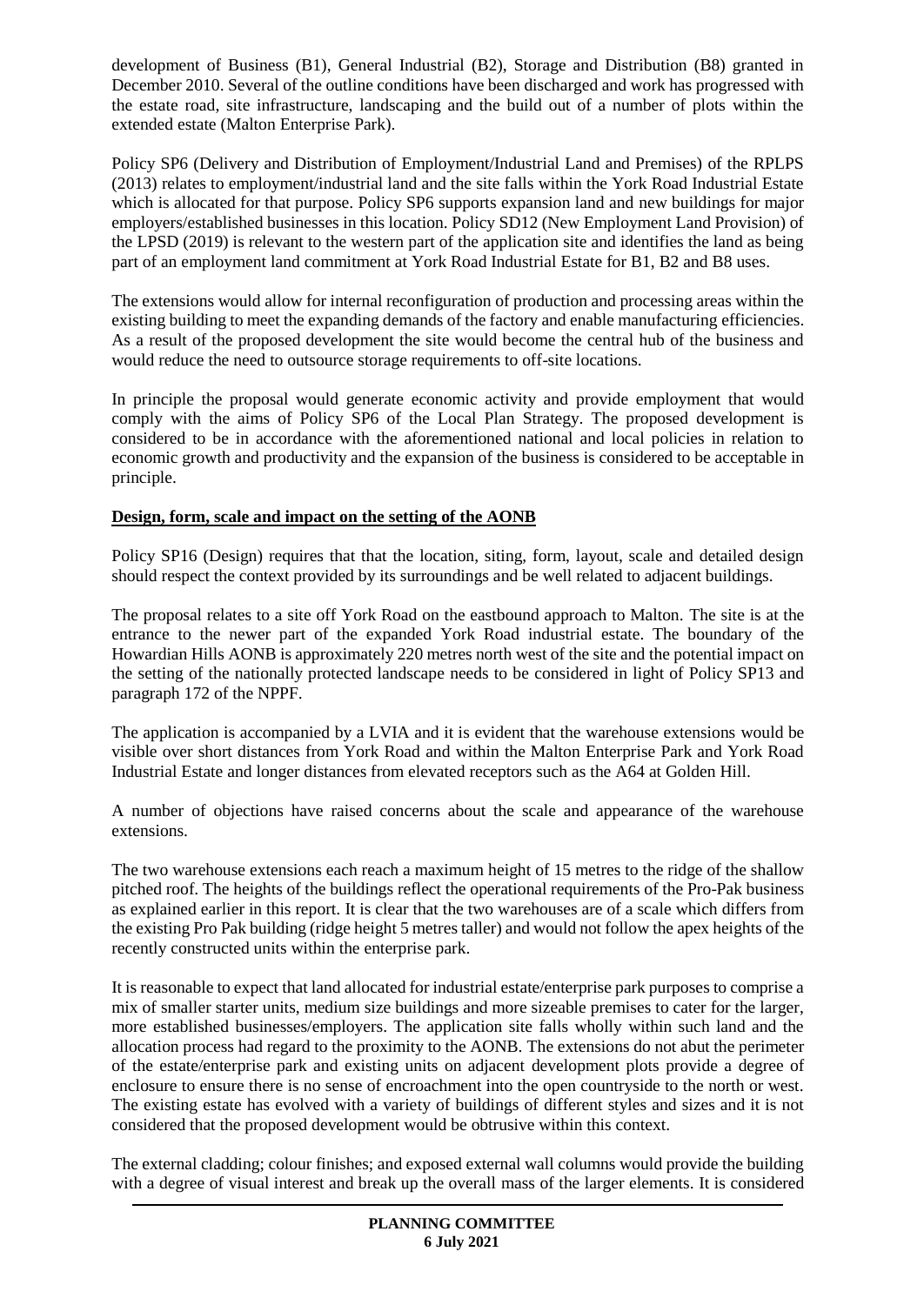development of Business (B1), General Industrial (B2), Storage and Distribution (B8) granted in December 2010. Several of the outline conditions have been discharged and work has progressed with the estate road, site infrastructure, landscaping and the build out of a number of plots within the extended estate (Malton Enterprise Park).

Policy SP6 (Delivery and Distribution of Employment/Industrial Land and Premises) of the RPLPS (2013) relates to employment/industrial land and the site falls within the York Road Industrial Estate which is allocated for that purpose. Policy SP6 supports expansion land and new buildings for major employers/established businesses in this location. Policy SD12 (New Employment Land Provision) of the LPSD (2019) is relevant to the western part of the application site and identifies the land as being part of an employment land commitment at York Road Industrial Estate for B1, B2 and B8 uses.

The extensions would allow for internal reconfiguration of production and processing areas within the existing building to meet the expanding demands of the factory and enable manufacturing efficiencies. As a result of the proposed development the site would become the central hub of the business and would reduce the need to outsource storage requirements to off-site locations.

In principle the proposal would generate economic activity and provide employment that would comply with the aims of Policy SP6 of the Local Plan Strategy. The proposed development is considered to be in accordance with the aforementioned national and local policies in relation to economic growth and productivity and the expansion of the business is considered to be acceptable in principle.

**Design, form, scale and impact on the setting of the AONB**

Policy SP16 (Design) requires that that the location, siting, form, layout, scale and detailed design should respect the context provided by its surroundings and be well related to adjacent buildings.

The proposal relates to a site off York Road on the eastbound approach to Malton. The site is at the entrance to the newer part of the expanded York Road industrial estate. The boundary of the Howardian Hills AONB is approximately 220 metres north west of the site and the potential impact on the setting of the nationally protected landscape needs to be considered in light of Policy SP13 and paragraph 172 of the NPPF.

The application is accompanied by a LVIA and it is evident that the warehouse extensions would be visible over short distances from York Road and within the Malton Enterprise Park and York Road Industrial Estate and longer distances from elevated receptors such as the A64 at Golden Hill.

A number of objections have raised concerns about the scale and appearance of the warehouse extensions.

The two warehouse extensions each reach a maximum height of 15 metres to the ridge of the shallow pitched roof. The heights of the buildings reflect the operational requirements of the Pro-Pak business as explained earlier in this report. It is clear that the two warehouses are of a scale which differs from the existing Pro Pak building (ridge height 5 metres taller) and would not follow the apex heights of the recently constructed units within the enterprise park.

It is reasonable to expect that land allocated for industrial estate/enterprise park purposes to comprise a mix of smaller starter units, medium size buildings and more sizeable premises to cater for the larger, more established businesses/employers. The application site falls wholly within such land and the allocation process had regard to the proximity to the AONB. The extensions do not abut the perimeter of the estate/enterprise park and existing units on adjacent development plots provide a degree of enclosure to ensure there is no sense of encroachment into the open countryside to the north or west. The existing estate has evolved with a variety of buildings of different styles and sizes and it is not considered that the proposed development would be obtrusive within this context.

The external cladding; colour finishes; and exposed external wall columns would provide the building with a degree of visual interest and break up the overall mass of the larger elements. It is considered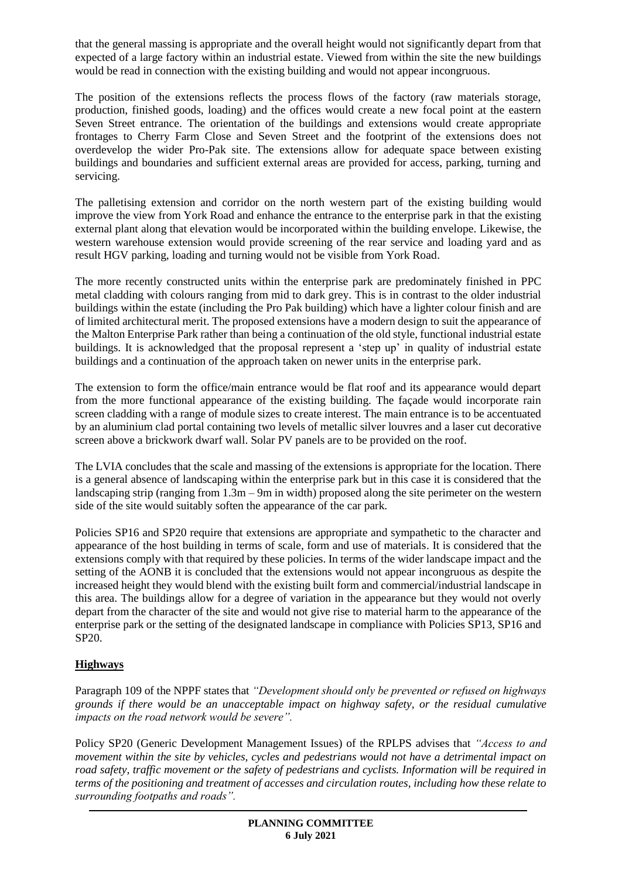that the general massing is appropriate and the overall height would not significantly depart from that expected of a large factory within an industrial estate. Viewed from within the site the new buildings would be read in connection with the existing building and would not appear incongruous.

The position of the extensions reflects the process flows of the factory (raw materials storage, production, finished goods, loading) and the offices would create a new focal point at the eastern Seven Street entrance. The orientation of the buildings and extensions would create appropriate frontages to Cherry Farm Close and Seven Street and the footprint of the extensions does not overdevelop the wider Pro-Pak site. The extensions allow for adequate space between existing buildings and boundaries and sufficient external areas are provided for access, parking, turning and servicing.

The palletising extension and corridor on the north western part of the existing building would improve the view from York Road and enhance the entrance to the enterprise park in that the existing external plant along that elevation would be incorporated within the building envelope. Likewise, the western warehouse extension would provide screening of the rear service and loading yard and as result HGV parking, loading and turning would not be visible from York Road.

The more recently constructed units within the enterprise park are predominately finished in PPC metal cladding with colours ranging from mid to dark grey. This is in contrast to the older industrial buildings within the estate (including the Pro Pak building) which have a lighter colour finish and are of limited architectural merit. The proposed extensions have a modern design to suit the appearance of the Malton Enterprise Park rather than being a continuation of the old style, functional industrial estate buildings. It is acknowledged that the proposal represent a 'step up' in quality of industrial estate buildings and a continuation of the approach taken on newer units in the enterprise park.

The extension to form the office/main entrance would be flat roof and its appearance would depart from the more functional appearance of the existing building. The façade would incorporate rain screen cladding with a range of module sizes to create interest. The main entrance is to be accentuated by an aluminium clad portal containing two levels of metallic silver louvres and a laser cut decorative screen above a brickwork dwarf wall. Solar PV panels are to be provided on the roof.

The LVIA concludes that the scale and massing of the extensions is appropriate for the location. There is a general absence of landscaping within the enterprise park but in this case it is considered that the landscaping strip (ranging from 1.3m – 9m in width) proposed along the site perimeter on the western side of the site would suitably soften the appearance of the car park.

Policies SP16 and SP20 require that extensions are appropriate and sympathetic to the character and appearance of the host building in terms of scale, form and use of materials. It is considered that the extensions comply with that required by these policies. In terms of the wider landscape impact and the setting of the AONB it is concluded that the extensions would not appear incongruous as despite the increased height they would blend with the existing built form and commercial/industrial landscape in this area. The buildings allow for a degree of variation in the appearance but they would not overly depart from the character of the site and would not give rise to material harm to the appearance of the enterprise park or the setting of the designated landscape in compliance with Policies SP13, SP16 and SP20.

## Highways

Paragraph 109 of the NPPF states that *"Development should only be prevented or refused on highways grounds if there would be an unacceptable impact on highway safety, or the residual cumulative impacts on the road network would be severe".*

Policy SP20 (Generic Development Management Issues) of the RPLPS advises that *"Access to and movement within the site by vehicles, cycles and pedestrians would not have a detrimental impact on road safety, traffic movement or the safety of pedestrians and cyclists. Information will be required in terms of the positioning and treatment of accesses and circulation routes, including how these relate to surrounding footpaths and roads".*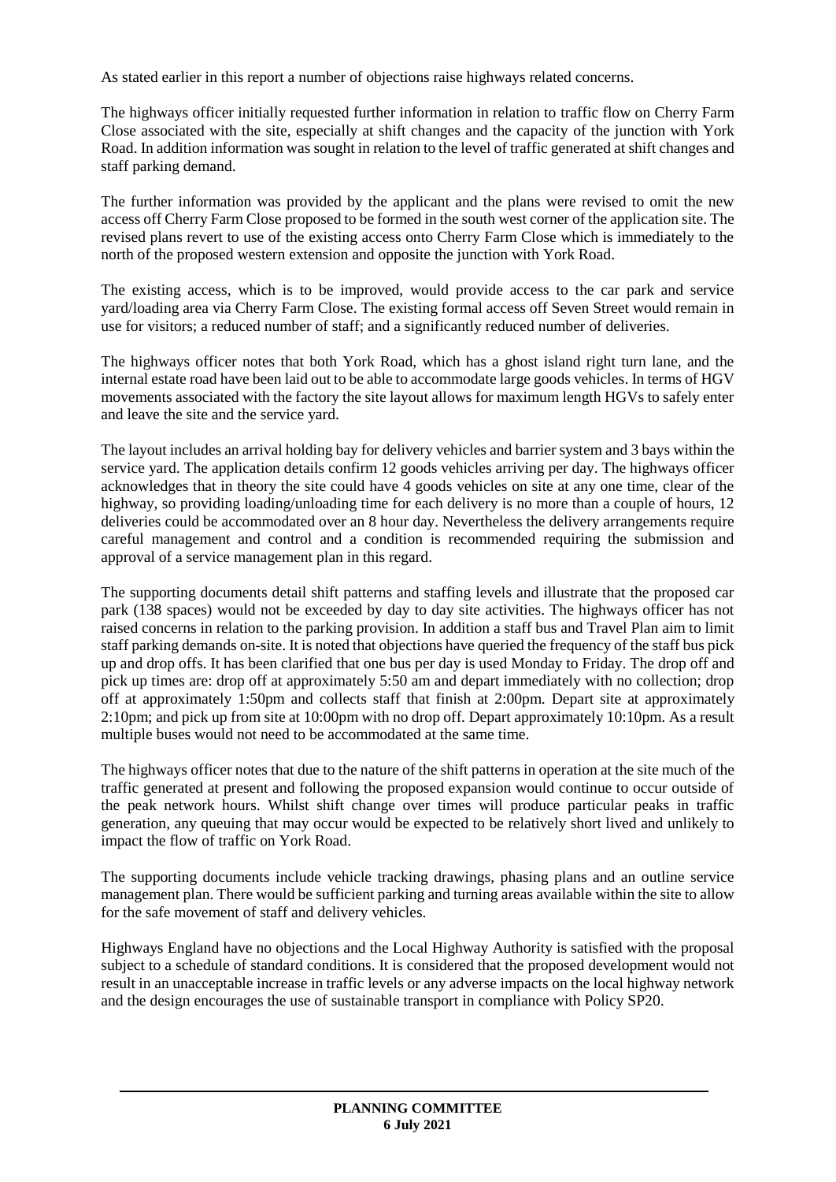As stated earlier in this report a number of objections raise highways related concerns.

The highways officer initially requested further information in relation to traffic flow on Cherry Farm Close associated with the site, especially at shift changes and the capacity of the junction with York Road. In addition information was sought in relation to the level of traffic generated at shift changes and staff parking demand.

The further information was provided by the applicant and the plans were revised to omit the new access off Cherry Farm Close proposed to be formed in the south west corner of the application site. The revised plans revert to use of the existing access onto Cherry Farm Close which is immediately to the north of the proposed western extension and opposite the junction with York Road.

The existing access, which is to be improved, would provide access to the car park and service yard/loading area via Cherry Farm Close. The existing formal access off Seven Street would remain in use for visitors; a reduced number of staff; and a significantly reduced number of deliveries.

The highways officer notes that both York Road, which has a ghost island right turn lane, and the internal estate road have been laid out to be able to accommodate large goods vehicles. In terms of HGV movements associated with the factory the site layout allows for maximum length HGVs to safely enter and leave the site and the service yard.

The layout includes an arrival holding bay for delivery vehicles and barrier system and 3 bays within the service yard. The application details confirm 12 goods vehicles arriving per day. The highways officer acknowledges that in theory the site could have 4 goods vehicles on site at any one time, clear of the highway, so providing loading/unloading time for each delivery is no more than a couple of hours, 12 deliveries could be accommodated over an 8 hour day. Nevertheless the delivery arrangements require careful management and control and a condition is recommended requiring the submission and approval of a service management plan in this regard.

The supporting documents detail shift patterns and staffing levels and illustrate that the proposed car park (138 spaces) would not be exceeded by day to day site activities. The highways officer has not raised concerns in relation to the parking provision. In addition a staff bus and Travel Plan aim to limit staff parking demands on-site. It is noted that objections have queried the frequency of the staff bus pick up and drop offs. It has been clarified that one bus per day is used Monday to Friday. The drop off and pick up times are: drop off at approximately 5:50 am and depart immediately with no collection; drop off at approximately 1:50pm and collects staff that finish at 2:00pm. Depart site at approximately 2:10pm; and pick up from site at 10:00pm with no drop off. Depart approximately 10:10pm. As a result multiple buses would not need to be accommodated at the same time.

The highways officer notes that due to the nature of the shift patterns in operation at the site much of the traffic generated at present and following the proposed expansion would continue to occur outside of the peak network hours. Whilst shift change over times will produce particular peaks in traffic generation, any queuing that may occur would be expected to be relatively short lived and unlikely to impact the flow of traffic on York Road.

The supporting documents include vehicle tracking drawings, phasing plans and an outline service management plan. There would be sufficient parking and turning areas available within the site to allow for the safe movement of staff and delivery vehicles.

Highways England have no objections and the Local Highway Authority is satisfied with the proposal subject to a schedule of standard conditions. It is considered that the proposed development would not result in an unacceptable increase in traffic levels or any adverse impacts on the local highway network and the design encourages the use of sustainable transport in compliance with Policy SP20.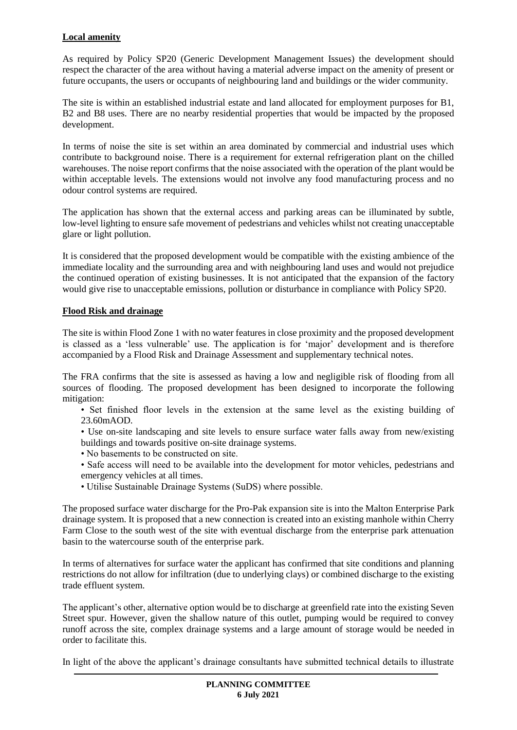**Local amenity**

As required by Policy SP20 (Generic Development Management Issues) the development should respect the character of the area without having a material adverse impact on the amenity of present or future occupants, the users or occupants of neighbouring land and buildings or the wider community.

The site is within an established industrial estate and land allocated for employment purposes for B1, B2 and B8 uses. There are no nearby residential properties that would be impacted by the proposed development.

In terms of noise the site is set within an area dominated by commercial and industrial uses which contribute to background noise. There is a requirement for external refrigeration plant on the chilled warehouses. The noise report confirms that the noise associated with the operation of the plant would be within acceptable levels. The extensions would not involve any food manufacturing process and no odour control systems are required.

The application has shown that the external access and parking areas can be illuminated by subtle, low-level lighting to ensure safe movement of pedestrians and vehicles whilst not creating unacceptable glare or light pollution.

It is considered that the proposed development would be compatible with the existing ambience of the immediate locality and the surrounding area and with neighbouring land uses and would not prejudice the continued operation of existing businesses. It is not anticipated that the expansion of the factory would give rise to unacceptable emissions, pollution or disturbance in compliance with Policy SP20.

**Flood Risk and drainage**

The site is within Flood Zone 1 with no water features in close proximity and the proposed development is classed as a 'less vulnerable' use. The application is for 'major' development and is therefore accompanied by a Flood Risk and Drainage Assessment and supplementary technical notes.

The FRA confirms that the site is assessed as having a low and negligible risk of flooding from all sources of flooding. The proposed development has been designed to incorporate the following mitigation:

- Set finished floor levels in the extension at the same level as the existing building of 23.60mAOD.
- Use on-site landscaping and site levels to ensure surface water falls away from new/existing buildings and towards positive on-site drainage systems.
- No basements to be constructed on site.
- Safe access will need to be available into the development for motor vehicles, pedestrians and emergency vehicles at all times.
- Utilise Sustainable Drainage Systems (SuDS) where possible.

The proposed surface water discharge for the Pro-Pak expansion site is into the Malton Enterprise Park drainage system. It is proposed that a new connection is created into an existing manhole within Cherry Farm Close to the south west of the site with eventual discharge from the enterprise park attenuation basin to the watercourse south of the enterprise park.

In terms of alternatives for surface water the applicant has confirmed that site conditions and planning restrictions do not allow for infiltration (due to underlying clays) or combined discharge to the existing trade effluent system.

The applicant's other, alternative option would be to discharge at greenfield rate into the existing Seven Street spur. However, given the shallow nature of this outlet, pumping would be required to convey runoff across the site, complex drainage systems and a large amount of storage would be needed in order to facilitate this.

In light of the above the applicant's drainage consultants have submitted technical details to illustrate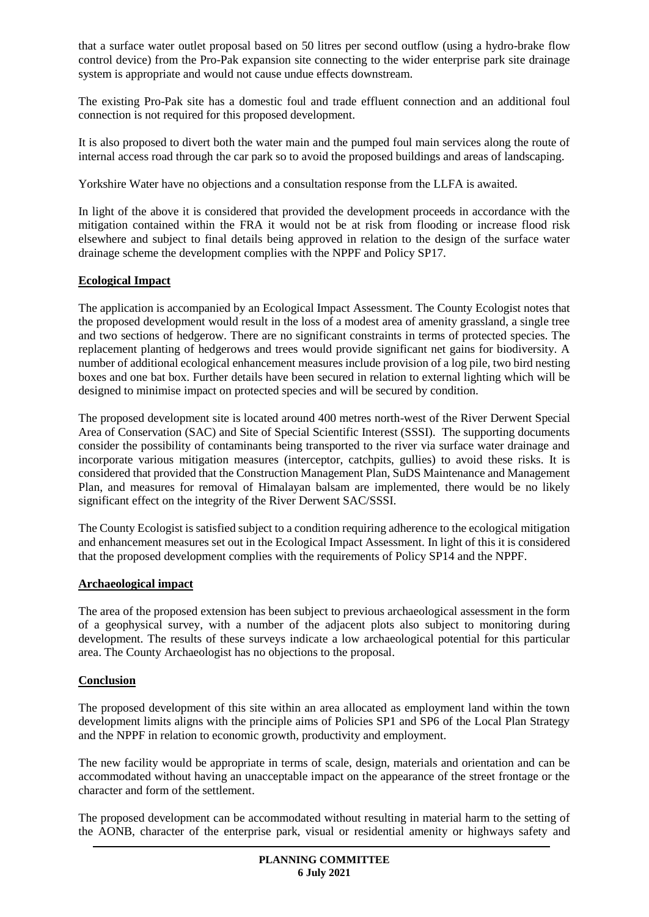that a surface water outlet proposal based on 50 litres per second outflow (using a hydro-brake flow control device) from the Pro-Pak expansion site connecting to the wider enterprise park site drainage system is appropriate and would not cause undue effects downstream.

The existing Pro-Pak site has a domestic foul and trade effluent connection and an additional foul connection is not required for this proposed development.

It is also proposed to divert both the water main and the pumped foul main services along the route of internal access road through the car park so to avoid the proposed buildings and areas of landscaping.

Yorkshire Water have no objections and a consultation response from the LLFA is awaited.

In light of the above it is considered that provided the development proceeds in accordance with the mitigation contained within the FRA it would not be at risk from flooding or increase flood risk elsewhere and subject to final details being approved in relation to the design of the surface water drainage scheme the development complies with the NPPF and Policy SP17.

**Ecological Impact**

The application is accompanied by an Ecological Impact Assessment. The County Ecologist notes that the proposed development would result in the loss of a modest area of amenity grassland, a single tree and two sections of hedgerow. There are no significant constraints in terms of protected species. The replacement planting of hedgerows and trees would provide significant net gains for biodiversity. A number of additional ecological enhancement measures include provision of a log pile, two bird nesting boxes and one bat box. Further details have been secured in relation to external lighting which will be designed to minimise impact on protected species and will be secured by condition.

The proposed development site is located around 400 metres north-west of the River Derwent Special Area of Conservation (SAC) and Site of Special Scientific Interest (SSSI). The supporting documents consider the possibility of contaminants being transported to the river via surface water drainage and incorporate various mitigation measures (interceptor, catchpits, gullies) to avoid these risks. It is considered that provided that the Construction Management Plan, SuDS Maintenance and Management Plan, and measures for removal of Himalayan balsam are implemented, there would be no likely significant effect on the integrity of the River Derwent SAC/SSSI.

The County Ecologist is satisfied subject to a condition requiring adherence to the ecological mitigation and enhancement measures set out in the Ecological Impact Assessment. In light of this it is considered that the proposed development complies with the requirements of Policy SP14 and the NPPF.

**Archaeological impact**

The area of the proposed extension has been subject to previous archaeological assessment in the form of a geophysical survey, with a number of the adjacent plots also subject to monitoring during development. The results of these surveys indicate a low archaeological potential for this particular area. The County Archaeologist has no objections to the proposal.

**Conclusion**

The proposed development of this site within an area allocated as employment land within the town development limits aligns with the principle aims of Policies SP1 and SP6 of the Local Plan Strategy and the NPPF in relation to economic growth, productivity and employment.

The new facility would be appropriate in terms of scale, design, materials and orientation and can be accommodated without having an unacceptable impact on the appearance of the street frontage or the character and form of the settlement.

The proposed development can be accommodated without resulting in material harm to the setting of the AONB, character of the enterprise park, visual or residential amenity or highways safety and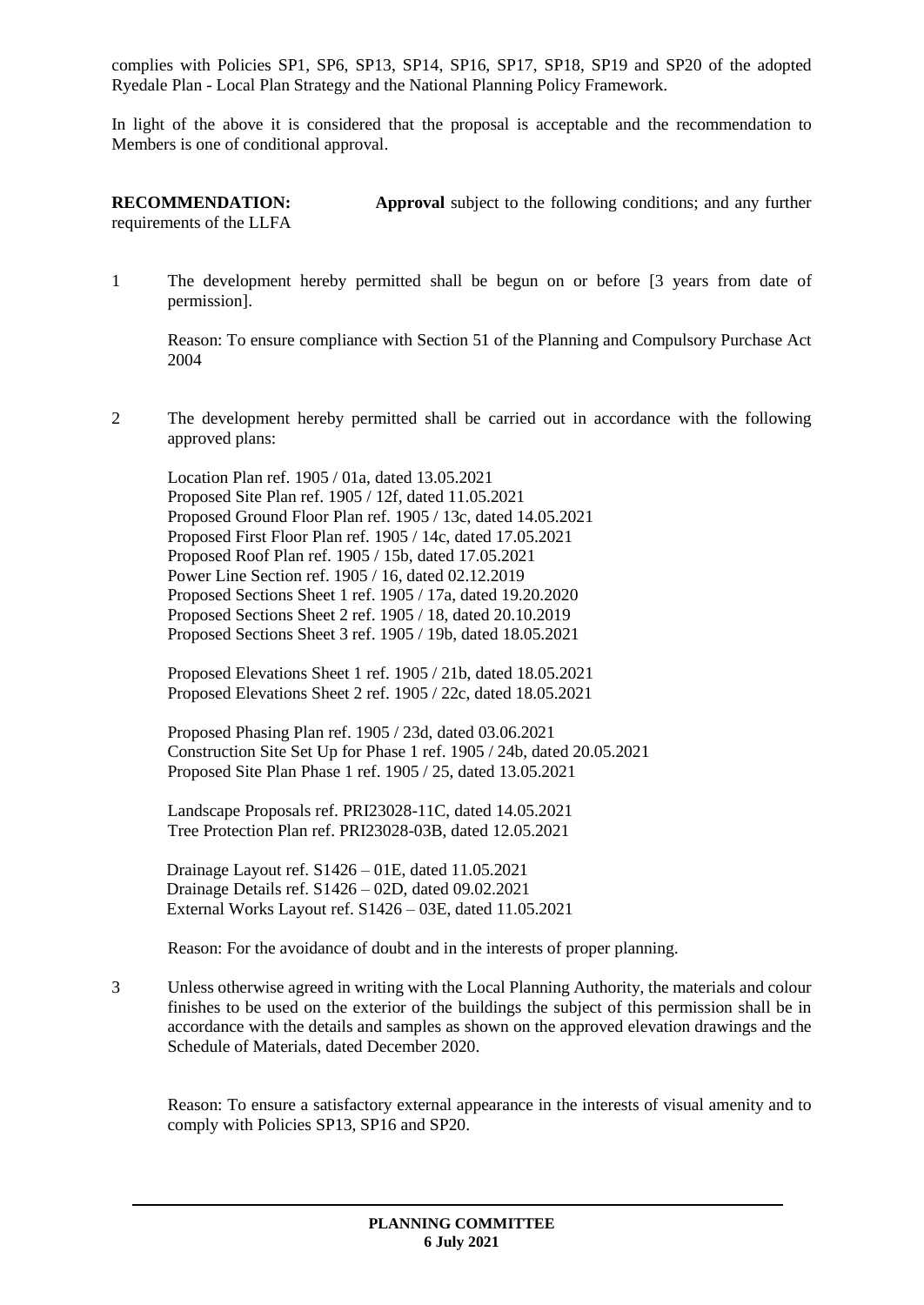complies with Policies SP1, SP6, SP13, SP14, SP16, SP17, SP18, SP19 and SP20 of the adopted Ryedale Plan - Local Plan Strategy and the National Planning Policy Framework.

In light of the above it is considered that the proposal is acceptable and the recommendation to Members is one of conditional approval.

**RECOMMENDATION:** **Approval** subject to the following conditions; and any further requirements of the LLFA

1 The development hereby permitted shall be begun on or before [3 years from date of permission].

Reason: To ensure compliance with Section 51 of the Planning and Compulsory Purchase Act 2004

2 The development hereby permitted shall be carried out in accordance with the following approved plans:

Location Plan ref. 1905 / 01a, dated 13.05.2021
Proposed Site Plan ref. 1905 / 12f, dated 11.05.2021
Proposed Ground Floor Plan ref. 1905 / 13c, dated 14.05.2021
Proposed First Floor Plan ref. 1905 / 14c, dated 17.05.2021
Proposed Roof Plan ref. 1905 / 15b, dated 17.05.2021
Power Line Section ref. 1905 / 16, dated 02.12.2019
Proposed Sections Sheet 1 ref. 1905 / 17a, dated 19.20.2020
Proposed Sections Sheet 2 ref. 1905 / 18, dated 20.10.2019
Proposed Sections Sheet 3 ref. 1905 / 19b, dated 18.05.2021

Proposed Elevations Sheet 1 ref. 1905 / 21b, dated 18.05.2021
Proposed Elevations Sheet 2 ref. 1905 / 22c, dated 18.05.2021

Proposed Phasing Plan ref. 1905 / 23d, dated 03.06.2021
Construction Site Set Up for Phase 1 ref. 1905 / 24b, dated 20.05.2021
Proposed Site Plan Phase 1 ref. 1905 / 25, dated 13.05.2021

Landscape Proposals ref. PRI23028-11C, dated 14.05.2021
Tree Protection Plan ref. PRI23028-03B, dated 12.05.2021

Drainage Layout ref. S1426 – 01E, dated 11.05.2021
Drainage Details ref. S1426 – 02D, dated 09.02.2021
External Works Layout ref. S1426 – 03E, dated 11.05.2021

Reason: For the avoidance of doubt and in the interests of proper planning.

3 Unless otherwise agreed in writing with the Local Planning Authority, the materials and colour finishes to be used on the exterior of the buildings the subject of this permission shall be in accordance with the details and samples as shown on the approved elevation drawings and the Schedule of Materials, dated December 2020.

Reason: To ensure a satisfactory external appearance in the interests of visual amenity and to comply with Policies SP13, SP16 and SP20.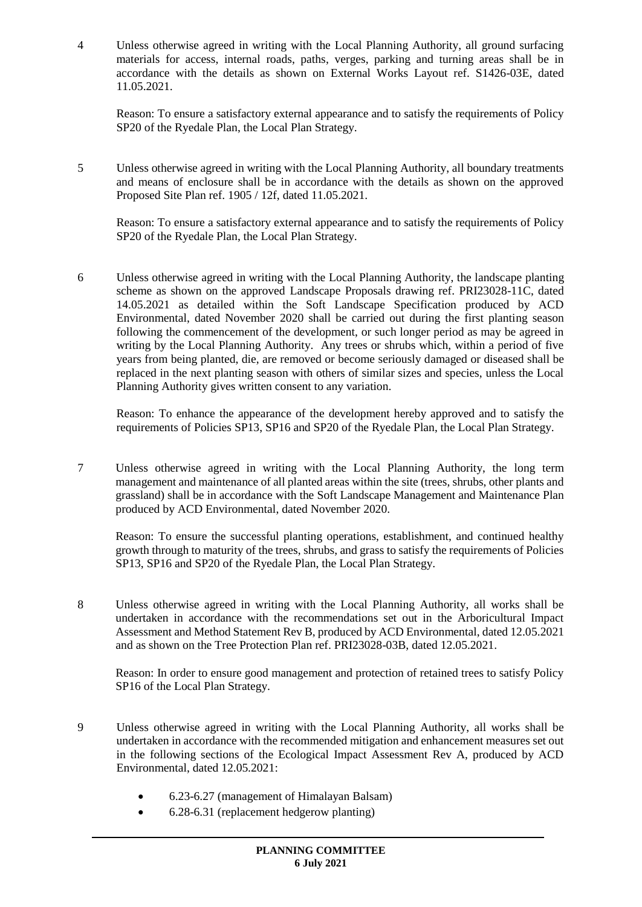4 Unless otherwise agreed in writing with the Local Planning Authority, all ground surfacing materials for access, internal roads, paths, verges, parking and turning areas shall be in accordance with the details as shown on External Works Layout ref. S1426-03E, dated 11.05.2021.

Reason: To ensure a satisfactory external appearance and to satisfy the requirements of Policy SP20 of the Ryedale Plan, the Local Plan Strategy.

5 Unless otherwise agreed in writing with the Local Planning Authority, all boundary treatments and means of enclosure shall be in accordance with the details as shown on the approved Proposed Site Plan ref. 1905 / 12f, dated 11.05.2021.

Reason: To ensure a satisfactory external appearance and to satisfy the requirements of Policy SP20 of the Ryedale Plan, the Local Plan Strategy.

6 Unless otherwise agreed in writing with the Local Planning Authority, the landscape planting scheme as shown on the approved Landscape Proposals drawing ref. PRI23028-11C, dated 14.05.2021 as detailed within the Soft Landscape Specification produced by ACD Environmental, dated November 2020 shall be carried out during the first planting season following the commencement of the development, or such longer period as may be agreed in writing by the Local Planning Authority. Any trees or shrubs which, within a period of five years from being planted, die, are removed or become seriously damaged or diseased shall be replaced in the next planting season with others of similar sizes and species, unless the Local Planning Authority gives written consent to any variation.

Reason: To enhance the appearance of the development hereby approved and to satisfy the requirements of Policies SP13, SP16 and SP20 of the Ryedale Plan, the Local Plan Strategy.

7 Unless otherwise agreed in writing with the Local Planning Authority, the long term management and maintenance of all planted areas within the site (trees, shrubs, other plants and grassland) shall be in accordance with the Soft Landscape Management and Maintenance Plan produced by ACD Environmental, dated November 2020.

Reason: To ensure the successful planting operations, establishment, and continued healthy growth through to maturity of the trees, shrubs, and grass to satisfy the requirements of Policies SP13, SP16 and SP20 of the Ryedale Plan, the Local Plan Strategy.

8 Unless otherwise agreed in writing with the Local Planning Authority, all works shall be undertaken in accordance with the recommendations set out in the Arboricultural Impact Assessment and Method Statement Rev B, produced by ACD Environmental, dated 12.05.2021 and as shown on the Tree Protection Plan ref. PRI23028-03B, dated 12.05.2021.

Reason: In order to ensure good management and protection of retained trees to satisfy Policy SP16 of the Local Plan Strategy.

9 Unless otherwise agreed in writing with the Local Planning Authority, all works shall be undertaken in accordance with the recommended mitigation and enhancement measures set out in the following sections of the Ecological Impact Assessment Rev A, produced by ACD Environmental, dated 12.05.2021:

- 6.23-6.27 (management of Himalayan Balsam)
- 6.28-6.31 (replacement hedgerow planting)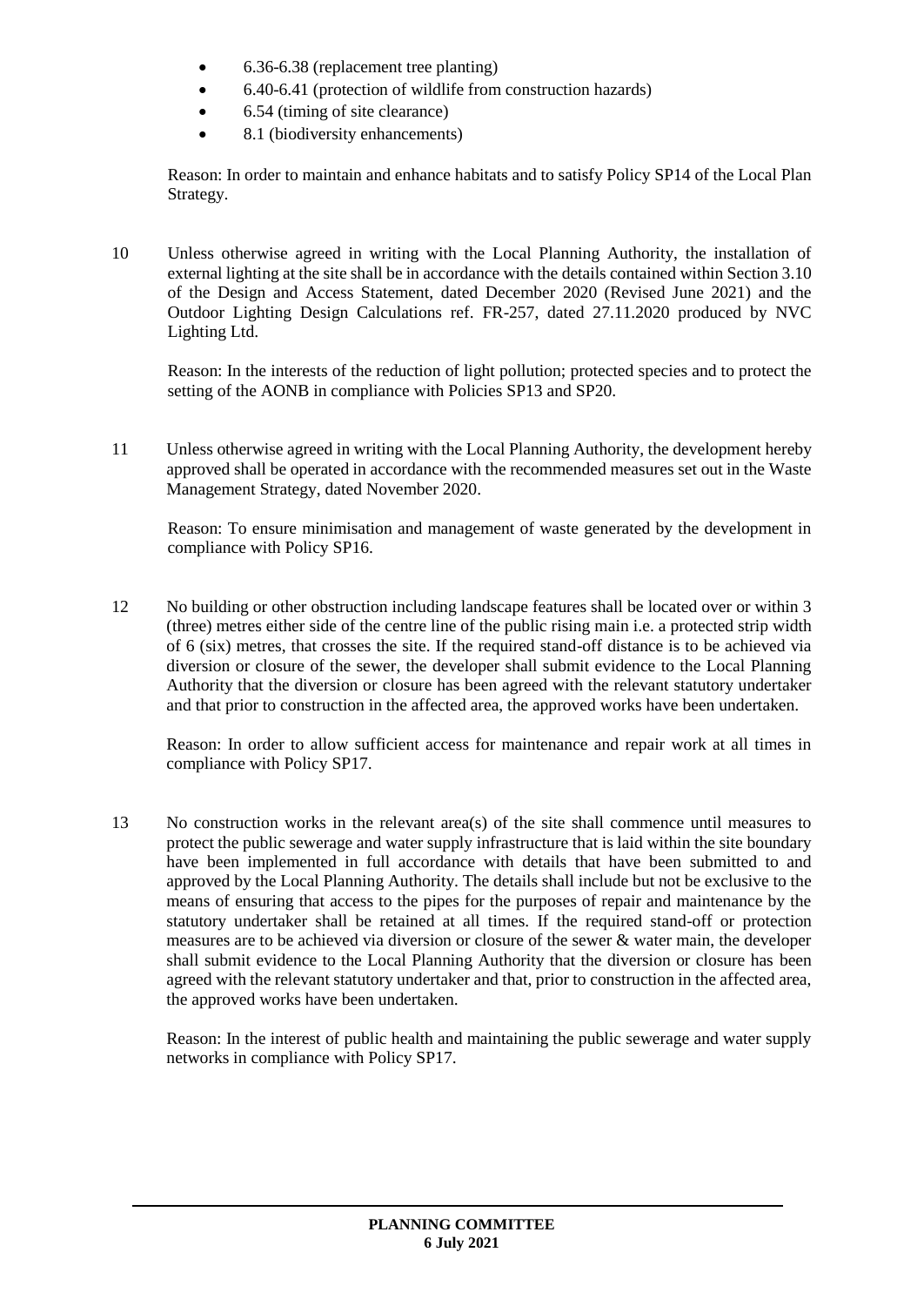- 6.36-6.38 (replacement tree planting)
- 6.40-6.41 (protection of wildlife from construction hazards)
- 6.54 (timing of site clearance)
- 8.1 (biodiversity enhancements)

Reason: In order to maintain and enhance habitats and to satisfy Policy SP14 of the Local Plan Strategy.

10 Unless otherwise agreed in writing with the Local Planning Authority, the installation of external lighting at the site shall be in accordance with the details contained within Section 3.10 of the Design and Access Statement, dated December 2020 (Revised June 2021) and the Outdoor Lighting Design Calculations ref. FR-257, dated 27.11.2020 produced by NVC Lighting Ltd.

Reason: In the interests of the reduction of light pollution; protected species and to protect the setting of the AONB in compliance with Policies SP13 and SP20.

11 Unless otherwise agreed in writing with the Local Planning Authority, the development hereby approved shall be operated in accordance with the recommended measures set out in the Waste Management Strategy, dated November 2020.

Reason: To ensure minimisation and management of waste generated by the development in compliance with Policy SP16.

12 No building or other obstruction including landscape features shall be located over or within 3 (three) metres either side of the centre line of the public rising main i.e. a protected strip width of 6 (six) metres, that crosses the site. If the required stand-off distance is to be achieved via diversion or closure of the sewer, the developer shall submit evidence to the Local Planning Authority that the diversion or closure has been agreed with the relevant statutory undertaker and that prior to construction in the affected area, the approved works have been undertaken.

Reason: In order to allow sufficient access for maintenance and repair work at all times in compliance with Policy SP17.

13 No construction works in the relevant area(s) of the site shall commence until measures to protect the public sewerage and water supply infrastructure that is laid within the site boundary have been implemented in full accordance with details that have been submitted to and approved by the Local Planning Authority. The details shall include but not be exclusive to the means of ensuring that access to the pipes for the purposes of repair and maintenance by the statutory undertaker shall be retained at all times. If the required stand-off or protection measures are to be achieved via diversion or closure of the sewer & water main, the developer shall submit evidence to the Local Planning Authority that the diversion or closure has been agreed with the relevant statutory undertaker and that, prior to construction in the affected area, the approved works have been undertaken.

Reason: In the interest of public health and maintaining the public sewerage and water supply networks in compliance with Policy SP17.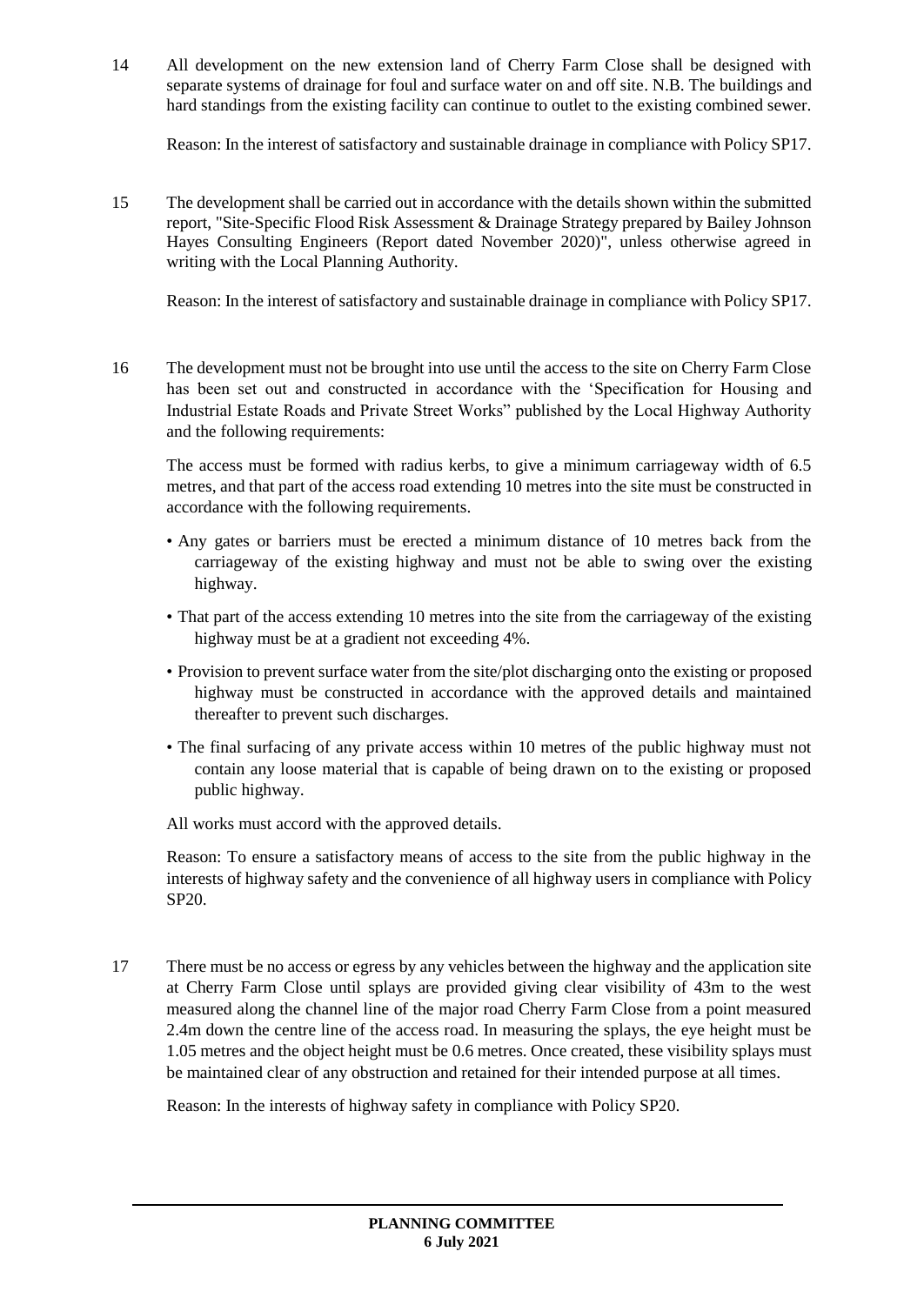14 All development on the new extension land of Cherry Farm Close shall be designed with separate systems of drainage for foul and surface water on and off site. N.B. The buildings and hard standings from the existing facility can continue to outlet to the existing combined sewer.

Reason: In the interest of satisfactory and sustainable drainage in compliance with Policy SP17.

15 The development shall be carried out in accordance with the details shown within the submitted report, "Site-Specific Flood Risk Assessment & Drainage Strategy prepared by Bailey Johnson Hayes Consulting Engineers (Report dated November 2020)", unless otherwise agreed in writing with the Local Planning Authority.

Reason: In the interest of satisfactory and sustainable drainage in compliance with Policy SP17.

16 The development must not be brought into use until the access to the site on Cherry Farm Close has been set out and constructed in accordance with the 'Specification for Housing and Industrial Estate Roads and Private Street Works" published by the Local Highway Authority and the following requirements:

The access must be formed with radius kerbs, to give a minimum carriageway width of 6.5 metres, and that part of the access road extending 10 metres into the site must be constructed in accordance with the following requirements.

- Any gates or barriers must be erected a minimum distance of 10 metres back from the carriageway of the existing highway and must not be able to swing over the existing highway.
- That part of the access extending 10 metres into the site from the carriageway of the existing highway must be at a gradient not exceeding 4%.
- Provision to prevent surface water from the site/plot discharging onto the existing or proposed highway must be constructed in accordance with the approved details and maintained thereafter to prevent such discharges.
- The final surfacing of any private access within 10 metres of the public highway must not contain any loose material that is capable of being drawn on to the existing or proposed public highway.

All works must accord with the approved details.

Reason: To ensure a satisfactory means of access to the site from the public highway in the interests of highway safety and the convenience of all highway users in compliance with Policy SP20.

17 There must be no access or egress by any vehicles between the highway and the application site at Cherry Farm Close until splays are provided giving clear visibility of 43m to the west measured along the channel line of the major road Cherry Farm Close from a point measured 2.4m down the centre line of the access road. In measuring the splays, the eye height must be 1.05 metres and the object height must be 0.6 metres. Once created, these visibility splays must be maintained clear of any obstruction and retained for their intended purpose at all times.

Reason: In the interests of highway safety in compliance with Policy SP20.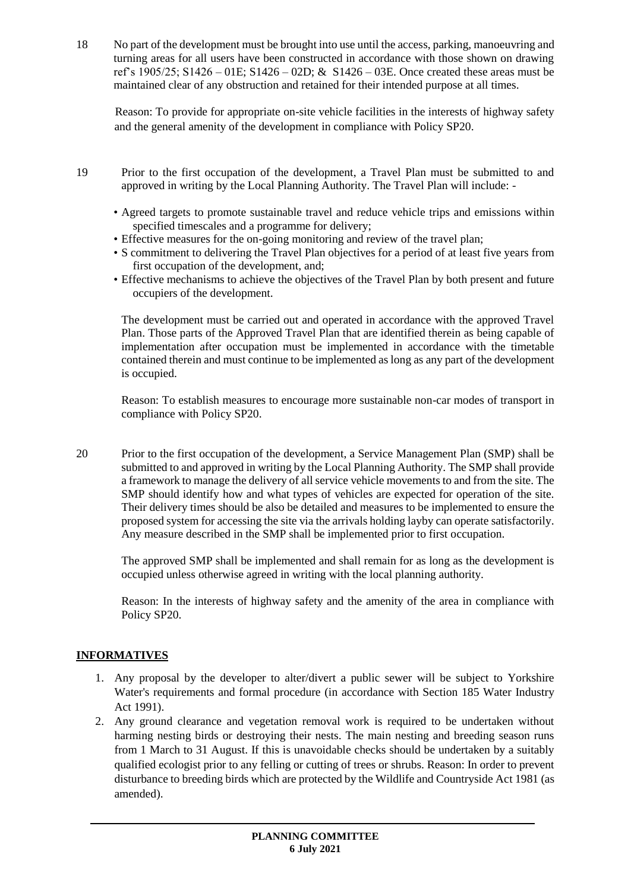18 No part of the development must be brought into use until the access, parking, manoeuvring and turning areas for all users have been constructed in accordance with those shown on drawing ref's 1905/25; S1426 – 01E; S1426 – 02D; & S1426 – 03E. Once created these areas must be maintained clear of any obstruction and retained for their intended purpose at all times.

Reason: To provide for appropriate on-site vehicle facilities in the interests of highway safety and the general amenity of the development in compliance with Policy SP20.

19 Prior to the first occupation of the development, a Travel Plan must be submitted to and approved in writing by the Local Planning Authority. The Travel Plan will include: -

- Agreed targets to promote sustainable travel and reduce vehicle trips and emissions within specified timescales and a programme for delivery;
- Effective measures for the on-going monitoring and review of the travel plan;
- S commitment to delivering the Travel Plan objectives for a period of at least five years from first occupation of the development, and;
- Effective mechanisms to achieve the objectives of the Travel Plan by both present and future occupiers of the development.

The development must be carried out and operated in accordance with the approved Travel Plan. Those parts of the Approved Travel Plan that are identified therein as being capable of implementation after occupation must be implemented in accordance with the timetable contained therein and must continue to be implemented as long as any part of the development is occupied.

Reason: To establish measures to encourage more sustainable non-car modes of transport in compliance with Policy SP20.

20 Prior to the first occupation of the development, a Service Management Plan (SMP) shall be submitted to and approved in writing by the Local Planning Authority. The SMP shall provide a framework to manage the delivery of all service vehicle movements to and from the site. The SMP should identify how and what types of vehicles are expected for operation of the site. Their delivery times should be also be detailed and measures to be implemented to ensure the proposed system for accessing the site via the arrivals holding layby can operate satisfactorily. Any measure described in the SMP shall be implemented prior to first occupation.

The approved SMP shall be implemented and shall remain for as long as the development is occupied unless otherwise agreed in writing with the local planning authority.

Reason: In the interests of highway safety and the amenity of the area in compliance with Policy SP20.

## INFORMATIVES

1. Any proposal by the developer to alter/divert a public sewer will be subject to Yorkshire Water's requirements and formal procedure (in accordance with Section 185 Water Industry Act 1991).
2. Any ground clearance and vegetation removal work is required to be undertaken without harming nesting birds or destroying their nests. The main nesting and breeding season runs from 1 March to 31 August. If this is unavoidable checks should be undertaken by a suitably qualified ecologist prior to any felling or cutting of trees or shrubs. Reason: In order to prevent disturbance to breeding birds which are protected by the Wildlife and Countryside Act 1981 (as amended).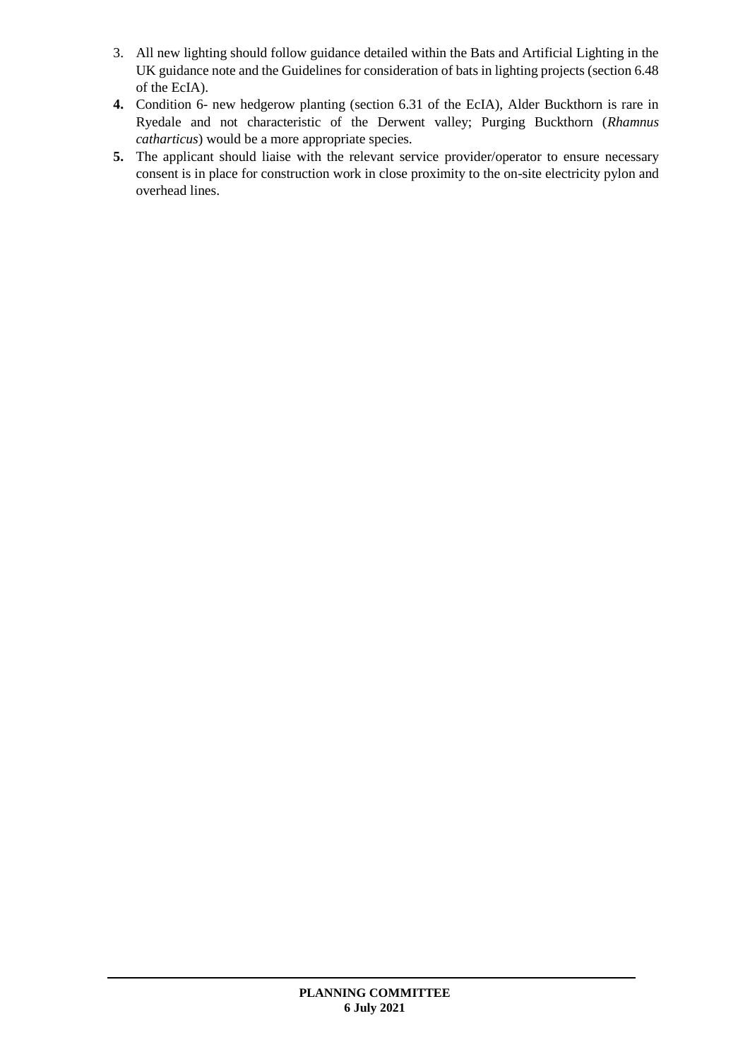3. All new lighting should follow guidance detailed within the Bats and Artificial Lighting in the UK guidance note and the Guidelines for consideration of bats in lighting projects (section 6.48 of the EcIA).
4. Condition 6- new hedgerow planting (section 6.31 of the EcIA), Alder Buckthorn is rare in Ryedale and not characteristic of the Derwent valley; Purging Buckthorn (*Rhamnus catharticus*) would be a more appropriate species.
5. The applicant should liaise with the relevant service provider/operator to ensure necessary consent is in place for construction work in close proximity to the on-site electricity pylon and overhead lines.